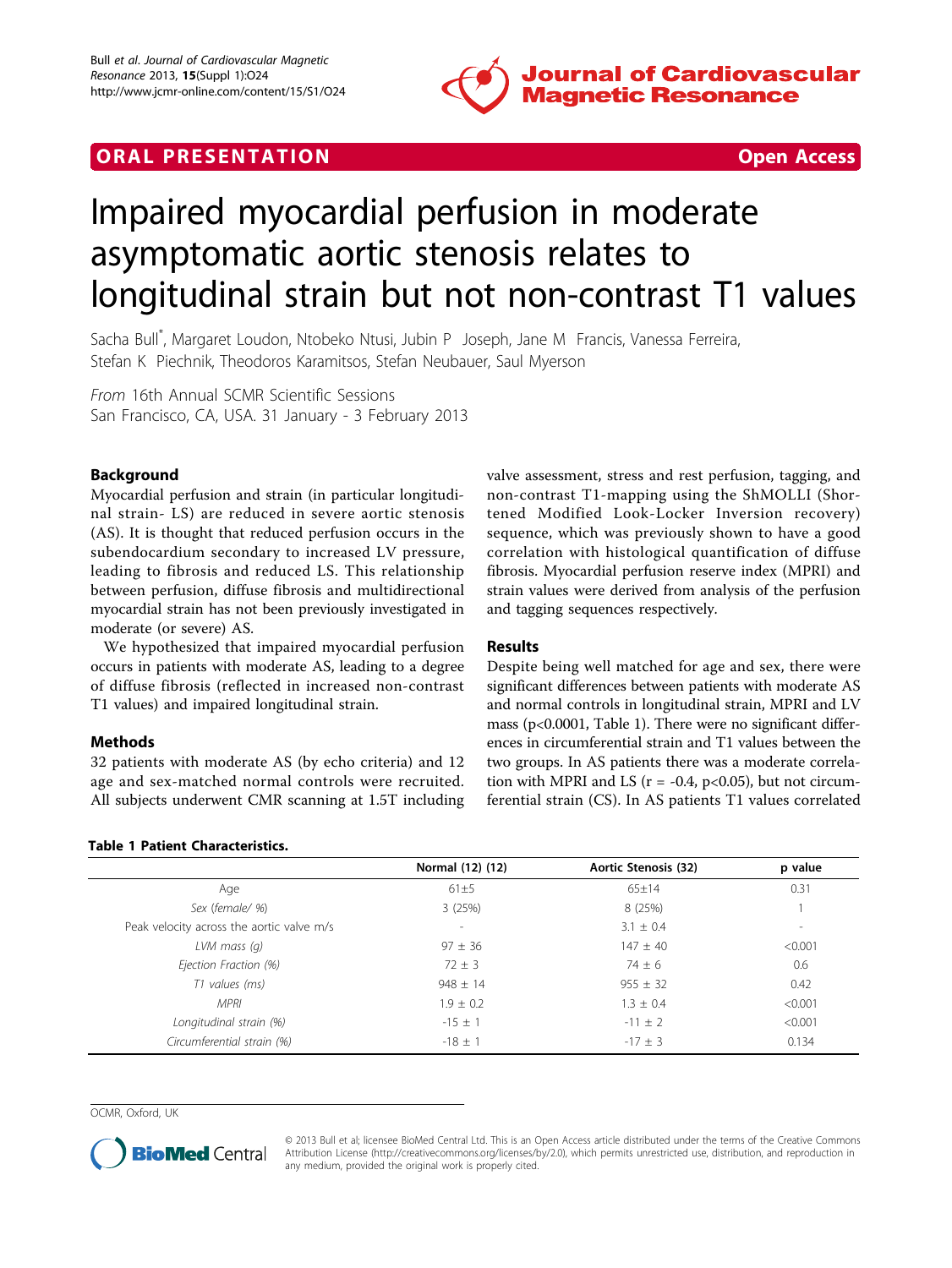## ORAL PRESENTATION

**Open Access**

# Impaired myocardial perfusion in moderate asymptomatic aortic stenosis relates to longitudinal strain but not non-contrast T1 values

Sacha Bull*, Margaret Loudon, Ntobeko Ntusi, Jubin P Joseph, Jane M Francis, Vanessa Ferreira, Stefan K Piechnik, Theodoros Karamitsos, Stefan Neubauer, Saul Myerson

*From* 16th Annual SCMR Scientific Sessions
San Francisco, CA, USA. 31 January - 3 February 2013

## Background

Myocardial perfusion and strain (in particular longitudinal strain- LS) are reduced in severe aortic stenosis (AS). It is thought that reduced perfusion occurs in the subendocardium secondary to increased LV pressure, leading to fibrosis and reduced LS. This relationship between perfusion, diffuse fibrosis and multidirectional myocardial strain has not been previously investigated in moderate (or severe) AS.

We hypothesized that impaired myocardial perfusion occurs in patients with moderate AS, leading to a degree of diffuse fibrosis (reflected in increased non-contrast T1 values) and impaired longitudinal strain.

## Methods

32 patients with moderate AS (by echo criteria) and 12 age and sex-matched normal controls were recruited. All subjects underwent CMR scanning at 1.5T including valve assessment, stress and rest perfusion, tagging, and non-contrast T1-mapping using the ShMOLLI (Shortened Modified Look-Locker Inversion recovery) sequence, which was previously shown to have a good correlation with histological quantification of diffuse fibrosis. Myocardial perfusion reserve index (MPRI) and strain values were derived from analysis of the perfusion and tagging sequences respectively.

## Results

Despite being well matched for age and sex, there were significant differences between patients with moderate AS and normal controls in longitudinal strain, MPRI and LV mass ($p<0.0001$, Table 1). There were no significant differences in circumferential strain and T1 values between the two groups. In AS patients there was a moderate correlation with MPRI and LS ($r = -0.4$, $p<0.05$), but not circumferential strain (CS). In AS patients T1 values correlated

**Table 1 Patient Characteristics.**

| | Normal (12) (12) | Aortic Stenosis (32) | p value |
|---|---|---|---|
| Age | 61±5 | 65±14 | 0.31 |
| *Sex (female/ %)* | 3 (25%) | 8 (25%) | 1 |
| Peak velocity across the aortic valve m/s | - | 3.1 ± 0.4 | - |
| *LVM mass (g)* | 97 ± 36 | 147 ± 40 | <0.001 |
| *Ejection Fraction (%)* | 72 ± 3 | 74 ± 6 | 0.6 |
| *T1 values (ms)* | 948 ± 14 | 955 ± 32 | 0.42 |
| *MPRI* | 1.9 ± 0.2 | 1.3 ± 0.4 | <0.001 |
| *Longitudinal strain (%)* | -15 ± 1 | -11 ± 2 | <0.001 |
| *Circumferential strain (%)* | -18 ± 1 | -17 ± 3 | 0.134 |

OCMR, Oxford, UK

© 2013 Bull et al; licensee BioMed Central Ltd. This is an Open Access article distributed under the terms of the Creative Commons Attribution License (http://creativecommons.org/licenses/by/2.0), which permits unrestricted use, distribution, and reproduction in any medium, provided the original work is properly cited.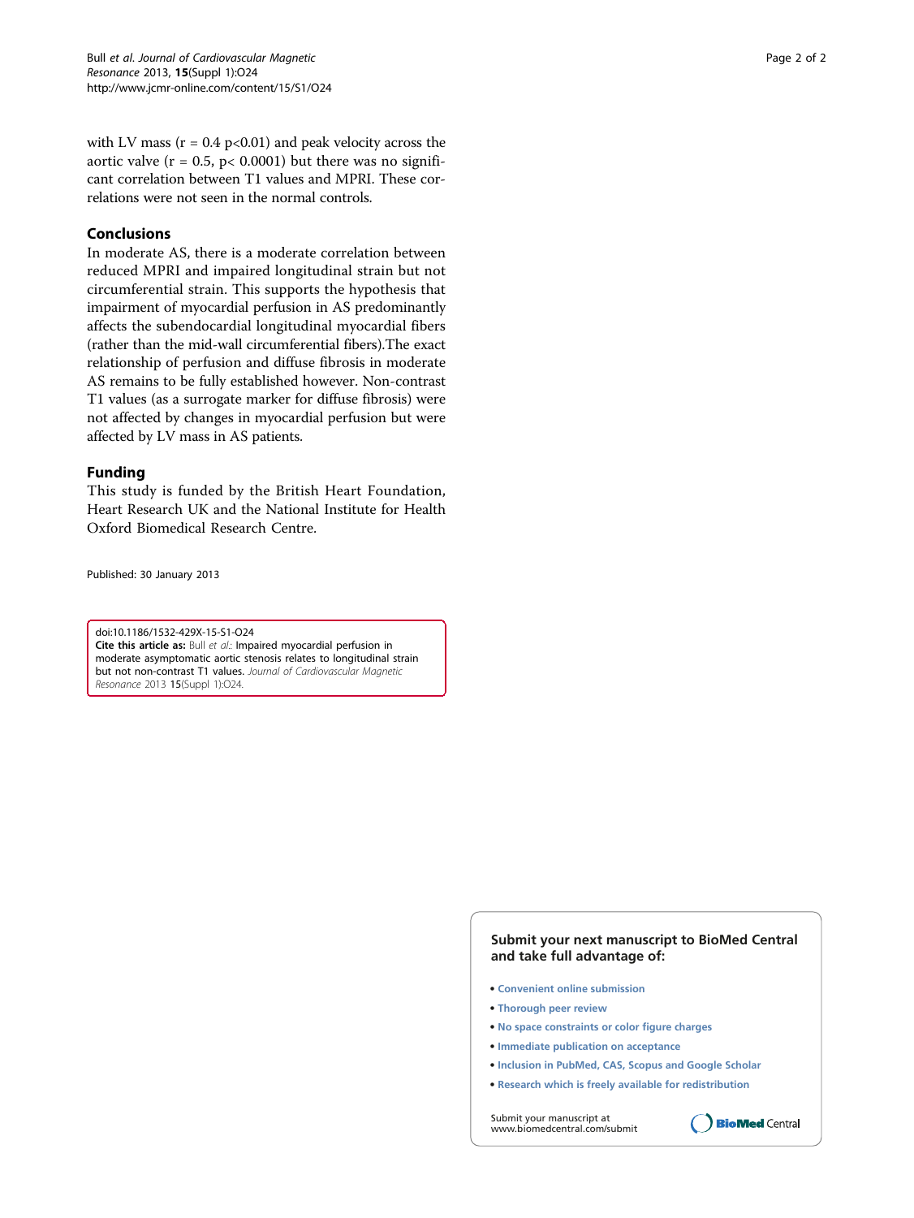with LV mass ($r = 0.4$ $p<0.01$) and peak velocity across the aortic valve ($r = 0.5$, $p< 0.0001$) but there was no significant correlation between T1 values and MPRI. These correlations were not seen in the normal controls.

## Conclusions

In moderate AS, there is a moderate correlation between reduced MPRI and impaired longitudinal strain but not circumferential strain. This supports the hypothesis that impairment of myocardial perfusion in AS predominantly affects the subendocardial longitudinal myocardial fibers (rather than the mid-wall circumferential fibers).The exact relationship of perfusion and diffuse fibrosis in moderate AS remains to be fully established however. Non-contrast T1 values (as a surrogate marker for diffuse fibrosis) were not affected by changes in myocardial perfusion but were affected by LV mass in AS patients.

## Funding

This study is funded by the British Heart Foundation, Heart Research UK and the National Institute for Health Oxford Biomedical Research Centre.

Published: 30 January 2013

doi:10.1186/1532-429X-15-S1-O24
**Cite this article as:** Bull *et al.*: Impaired myocardial perfusion in moderate asymptomatic aortic stenosis relates to longitudinal strain but not non-contrast T1 values. *Journal of Cardiovascular Magnetic Resonance* 2013 **15**(Suppl 1):O24.

**Submit your next manuscript to BioMed Central and take full advantage of:**

- Convenient online submission
- Thorough peer review
- No space constraints or color figure charges
- Immediate publication on acceptance
- Inclusion in PubMed, CAS, Scopus and Google Scholar
- Research which is freely available for redistribution

Submit your manuscript at
www.biomedcentral.com/submit

BioMed Central